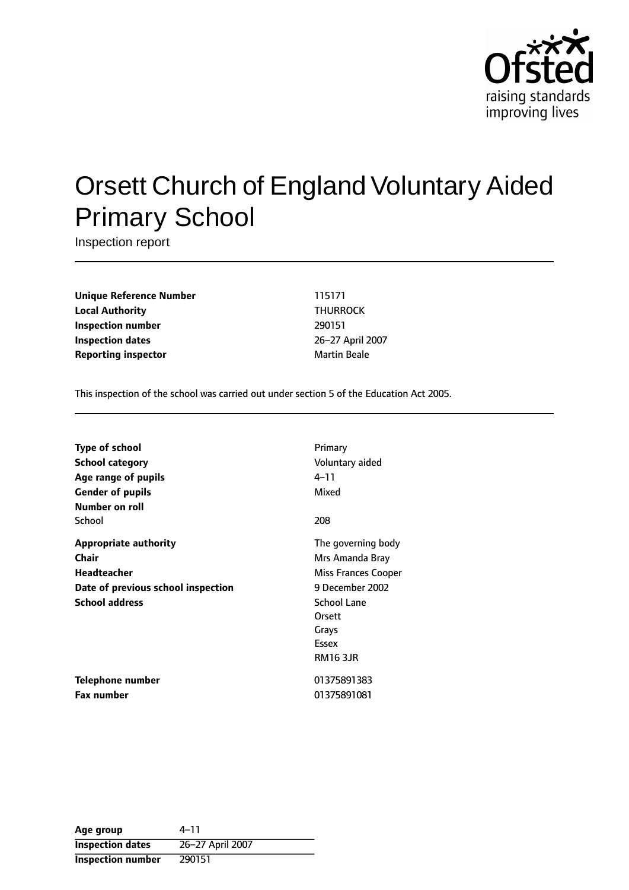Ofsted
raising standards
improving lives

# Orsett Church of England Voluntary Aided Primary School

Inspection report

| | |
|---|---|
| **Unique Reference Number** | 115171 |
| **Local Authority** | THURROCK |
| **Inspection number** | 290151 |
| **Inspection dates** | 26–27 April 2007 |
| **Reporting inspector** | Martin Beale |

This inspection of the school was carried out under section 5 of the Education Act 2005.

| | |
|---|---|
| **Type of school** | Primary |
| **School category** | Voluntary aided |
| **Age range of pupils** | 4–11 |
| **Gender of pupils** | Mixed |
| **Number on roll** | |
| School | 208 |
| **Appropriate authority** | The governing body |
| **Chair** | Mrs Amanda Bray |
| **Headteacher** | Miss Frances Cooper |
| **Date of previous school inspection** | 9 December 2002 |
| **School address** | School Lane<br>Orsett<br>Grays<br>Essex<br>RM16 3JR |
| **Telephone number** | 01375891383 |
| **Fax number** | 01375891081 |

| | |
|---|---|
| **Age group** | 4–11 |
| **Inspection dates** | 26–27 April 2007 |
| **Inspection number** | 290151 |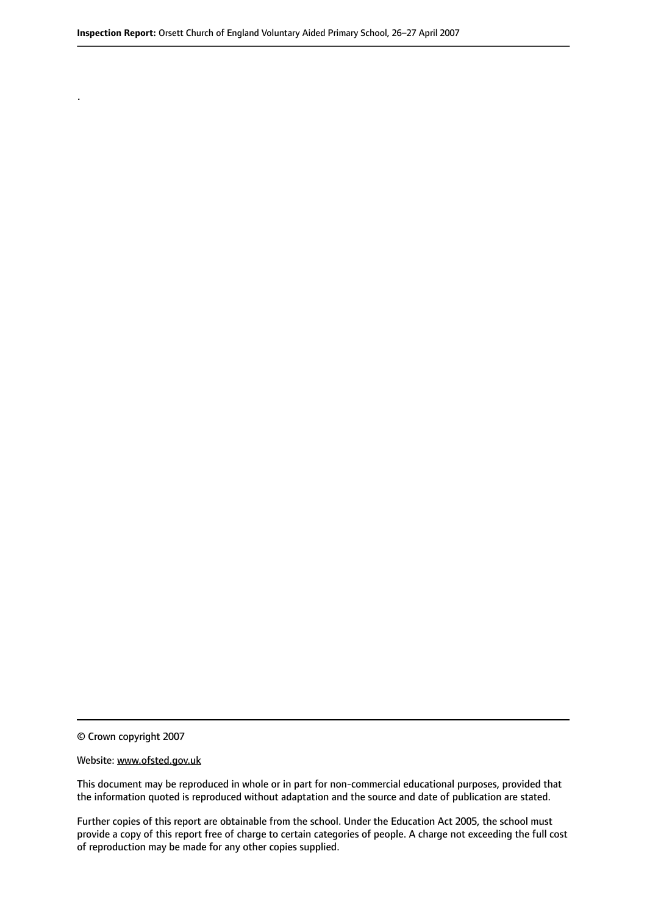.

© Crown copyright 2007

Website: www.ofsted.gov.uk

This document may be reproduced in whole or in part for non-commercial educational purposes, provided that the information quoted is reproduced without adaptation and the source and date of publication are stated.

Further copies of this report are obtainable from the school. Under the Education Act 2005, the school must provide a copy of this report free of charge to certain categories of people. A charge not exceeding the full cost of reproduction may be made for any other copies supplied.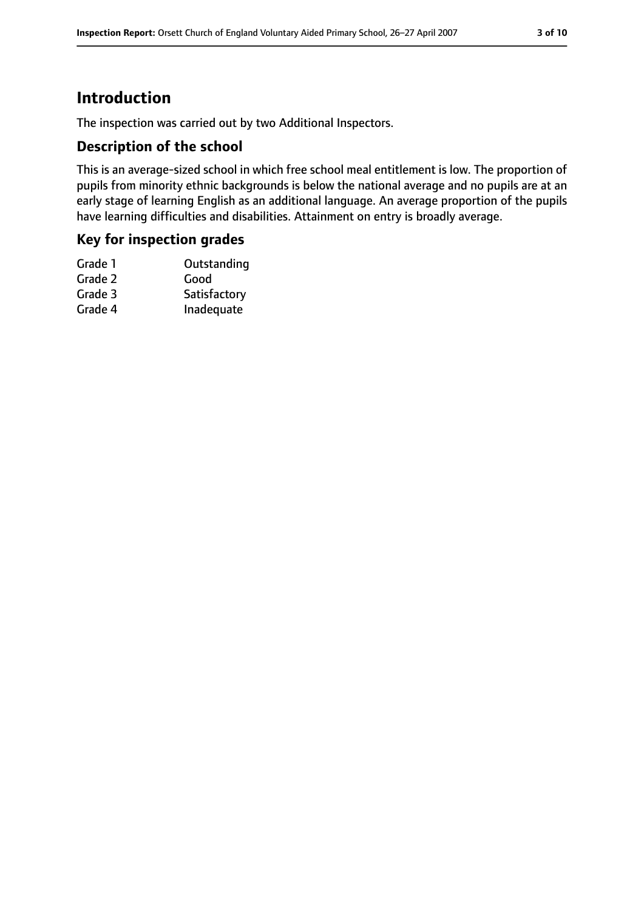# Introduction

The inspection was carried out by two Additional Inspectors.

## Description of the school

This is an average-sized school in which free school meal entitlement is low. The proportion of pupils from minority ethnic backgrounds is below the national average and no pupils are at an early stage of learning English as an additional language. An average proportion of the pupils have learning difficulties and disabilities. Attainment on entry is broadly average.

## Key for inspection grades

| | |
|---|---|
| Grade 1 | Outstanding |
| Grade 2 | Good |
| Grade 3 | Satisfactory |
| Grade 4 | Inadequate |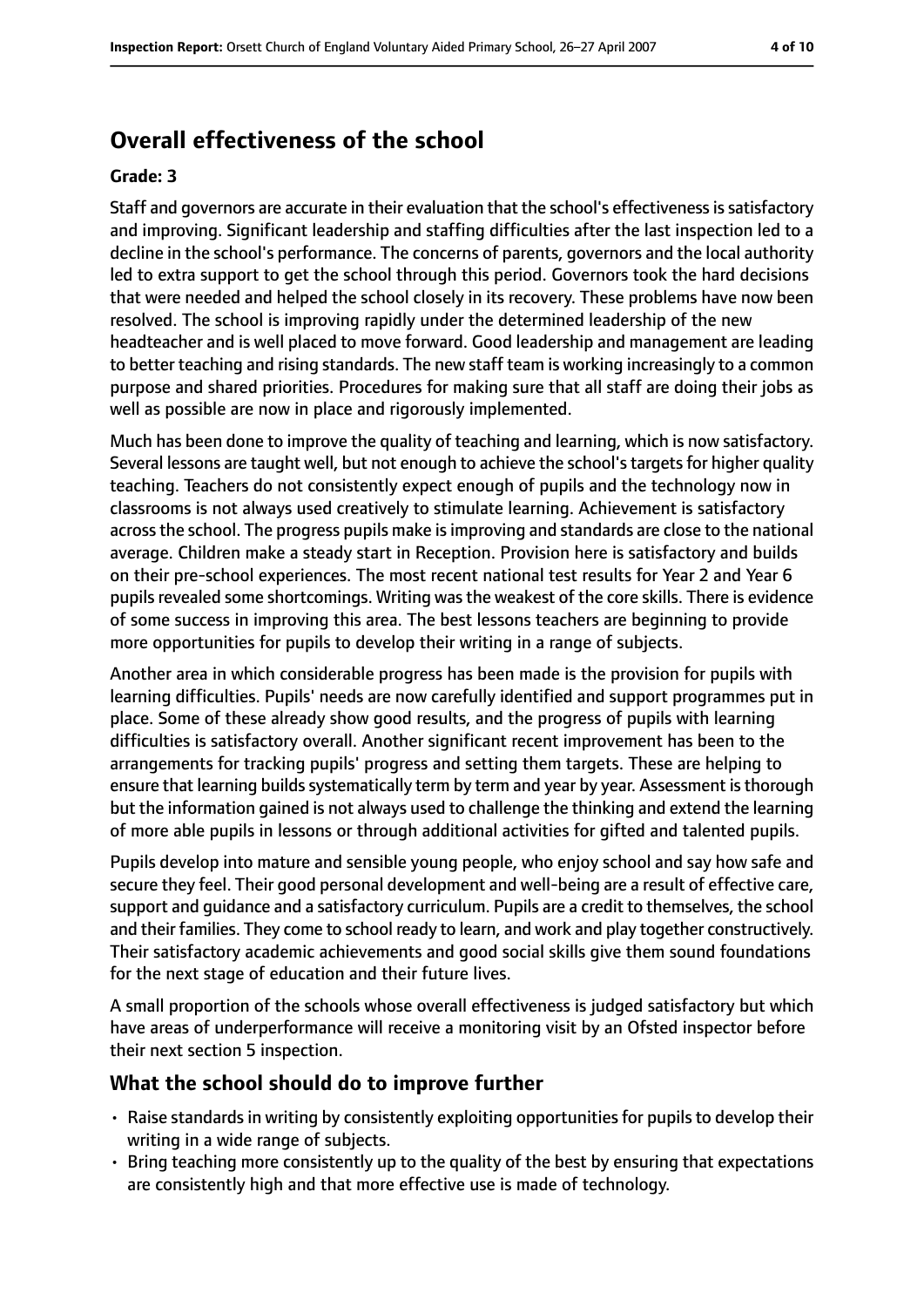## Overall effectiveness of the school

#### Grade: 3

Staff and governors are accurate in their evaluation that the school's effectiveness is satisfactory and improving. Significant leadership and staffing difficulties after the last inspection led to a decline in the school's performance. The concerns of parents, governors and the local authority led to extra support to get the school through this period. Governors took the hard decisions that were needed and helped the school closely in its recovery. These problems have now been resolved. The school is improving rapidly under the determined leadership of the new headteacher and is well placed to move forward. Good leadership and management are leading to better teaching and rising standards. The new staff team is working increasingly to a common purpose and shared priorities. Procedures for making sure that all staff are doing their jobs as well as possible are now in place and rigorously implemented.

Much has been done to improve the quality of teaching and learning, which is now satisfactory. Several lessons are taught well, but not enough to achieve the school's targets for higher quality teaching. Teachers do not consistently expect enough of pupils and the technology now in classrooms is not always used creatively to stimulate learning. Achievement is satisfactory across the school. The progress pupils make is improving and standards are close to the national average. Children make a steady start in Reception. Provision here is satisfactory and builds on their pre-school experiences. The most recent national test results for Year 2 and Year 6 pupils revealed some shortcomings. Writing was the weakest of the core skills. There is evidence of some success in improving this area. The best lessons teachers are beginning to provide more opportunities for pupils to develop their writing in a range of subjects.

Another area in which considerable progress has been made is the provision for pupils with learning difficulties. Pupils' needs are now carefully identified and support programmes put in place. Some of these already show good results, and the progress of pupils with learning difficulties is satisfactory overall. Another significant recent improvement has been to the arrangements for tracking pupils' progress and setting them targets. These are helping to ensure that learning builds systematically term by term and year by year. Assessment is thorough but the information gained is not always used to challenge the thinking and extend the learning of more able pupils in lessons or through additional activities for gifted and talented pupils.

Pupils develop into mature and sensible young people, who enjoy school and say how safe and secure they feel. Their good personal development and well-being are a result of effective care, support and guidance and a satisfactory curriculum. Pupils are a credit to themselves, the school and their families. They come to school ready to learn, and work and play together constructively. Their satisfactory academic achievements and good social skills give them sound foundations for the next stage of education and their future lives.

A small proportion of the schools whose overall effectiveness is judged satisfactory but which have areas of underperformance will receive a monitoring visit by an Ofsted inspector before their next section 5 inspection.

### What the school should do to improve further

- Raise standards in writing by consistently exploiting opportunities for pupils to develop their writing in a wide range of subjects.
- Bring teaching more consistently up to the quality of the best by ensuring that expectations are consistently high and that more effective use is made of technology.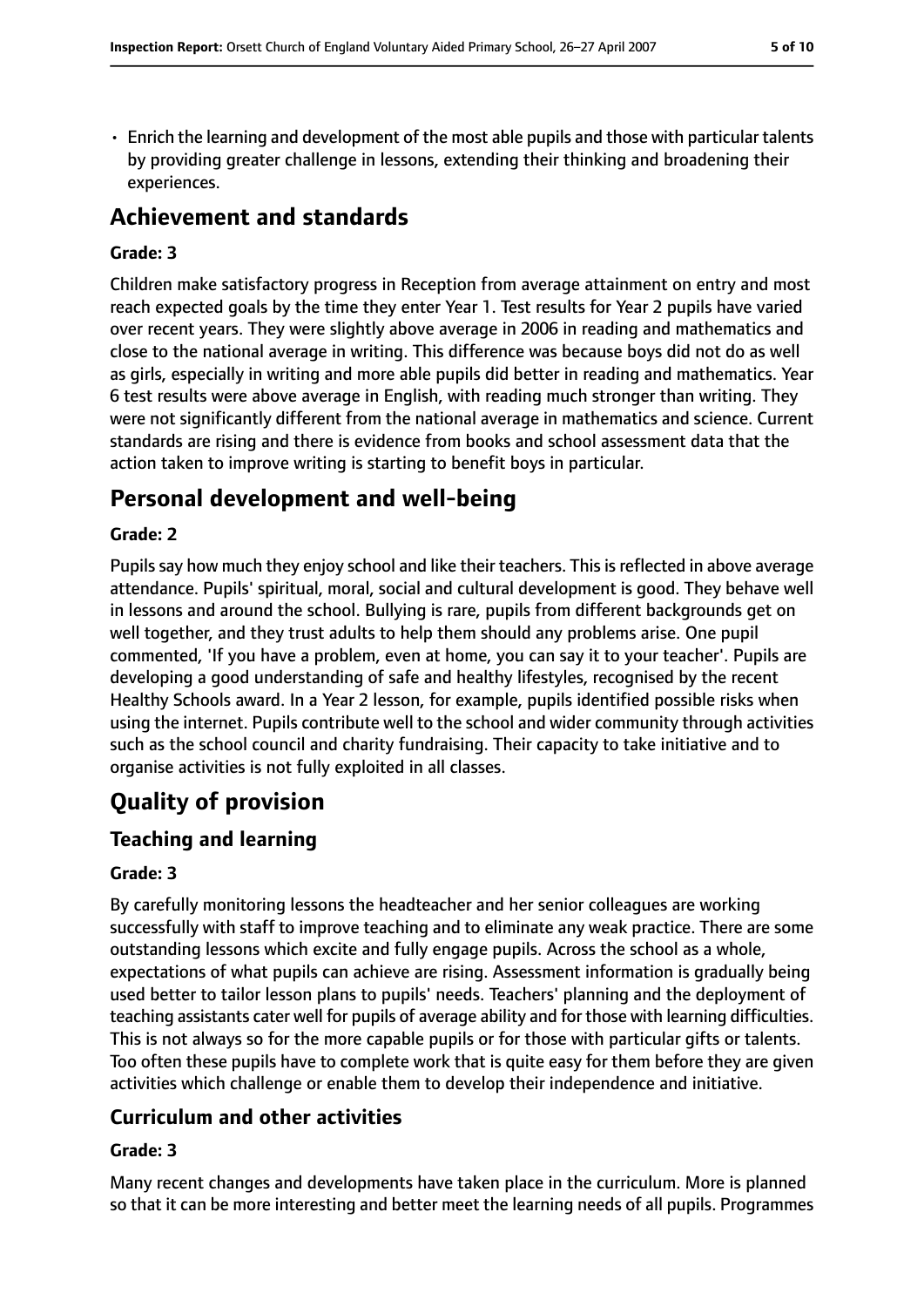- Enrich the learning and development of the most able pupils and those with particular talents by providing greater challenge in lessons, extending their thinking and broadening their experiences.

# Achievement and standards

### Grade: 3

Children make satisfactory progress in Reception from average attainment on entry and most reach expected goals by the time they enter Year 1. Test results for Year 2 pupils have varied over recent years. They were slightly above average in 2006 in reading and mathematics and close to the national average in writing. This difference was because boys did not do as well as girls, especially in writing and more able pupils did better in reading and mathematics. Year 6 test results were above average in English, with reading much stronger than writing. They were not significantly different from the national average in mathematics and science. Current standards are rising and there is evidence from books and school assessment data that the action taken to improve writing is starting to benefit boys in particular.

# Personal development and well-being

### Grade: 2

Pupils say how much they enjoy school and like their teachers. This is reflected in above average attendance. Pupils' spiritual, moral, social and cultural development is good. They behave well in lessons and around the school. Bullying is rare, pupils from different backgrounds get on well together, and they trust adults to help them should any problems arise. One pupil commented, 'If you have a problem, even at home, you can say it to your teacher'. Pupils are developing a good understanding of safe and healthy lifestyles, recognised by the recent Healthy Schools award. In a Year 2 lesson, for example, pupils identified possible risks when using the internet. Pupils contribute well to the school and wider community through activities such as the school council and charity fundraising. Their capacity to take initiative and to organise activities is not fully exploited in all classes.

# Quality of provision

## Teaching and learning

### Grade: 3

By carefully monitoring lessons the headteacher and her senior colleagues are working successfully with staff to improve teaching and to eliminate any weak practice. There are some outstanding lessons which excite and fully engage pupils. Across the school as a whole, expectations of what pupils can achieve are rising. Assessment information is gradually being used better to tailor lesson plans to pupils' needs. Teachers' planning and the deployment of teaching assistants cater well for pupils of average ability and for those with learning difficulties. This is not always so for the more capable pupils or for those with particular gifts or talents. Too often these pupils have to complete work that is quite easy for them before they are given activities which challenge or enable them to develop their independence and initiative.

## Curriculum and other activities

### Grade: 3

Many recent changes and developments have taken place in the curriculum. More is planned so that it can be more interesting and better meet the learning needs of all pupils. Programmes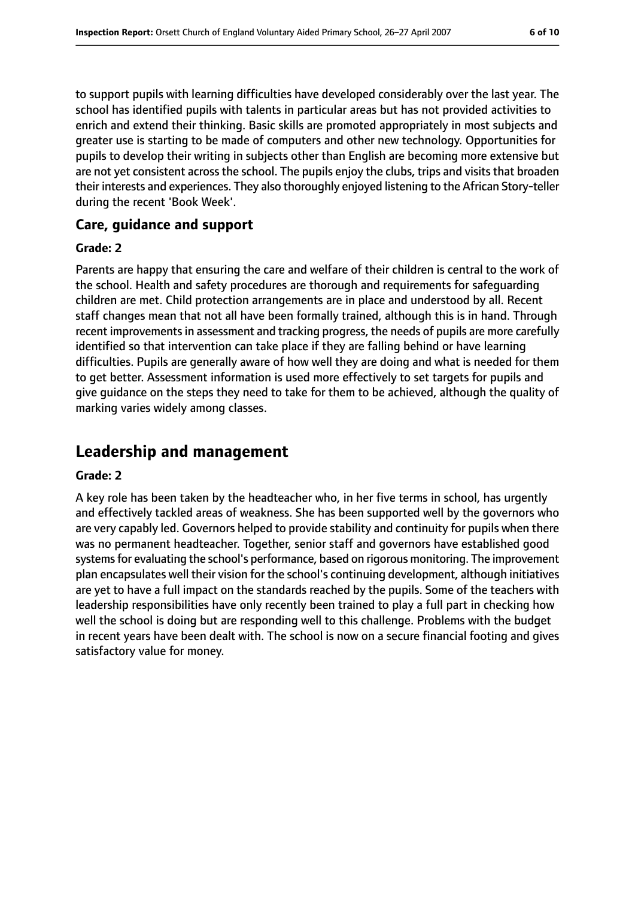to support pupils with learning difficulties have developed considerably over the last year. The school has identified pupils with talents in particular areas but has not provided activities to enrich and extend their thinking. Basic skills are promoted appropriately in most subjects and greater use is starting to be made of computers and other new technology. Opportunities for pupils to develop their writing in subjects other than English are becoming more extensive but are not yet consistent across the school. The pupils enjoy the clubs, trips and visits that broaden their interests and experiences. They also thoroughly enjoyed listening to the African Story-teller during the recent 'Book Week'.

### Care, guidance and support

#### Grade: 2

Parents are happy that ensuring the care and welfare of their children is central to the work of the school. Health and safety procedures are thorough and requirements for safeguarding children are met. Child protection arrangements are in place and understood by all. Recent staff changes mean that not all have been formally trained, although this is in hand. Through recent improvements in assessment and tracking progress, the needs of pupils are more carefully identified so that intervention can take place if they are falling behind or have learning difficulties. Pupils are generally aware of how well they are doing and what is needed for them to get better. Assessment information is used more effectively to set targets for pupils and give guidance on the steps they need to take for them to be achieved, although the quality of marking varies widely among classes.

## Leadership and management

#### Grade: 2

A key role has been taken by the headteacher who, in her five terms in school, has urgently and effectively tackled areas of weakness. She has been supported well by the governors who are very capably led. Governors helped to provide stability and continuity for pupils when there was no permanent headteacher. Together, senior staff and governors have established good systems for evaluating the school's performance, based on rigorous monitoring. The improvement plan encapsulates well their vision for the school's continuing development, although initiatives are yet to have a full impact on the standards reached by the pupils. Some of the teachers with leadership responsibilities have only recently been trained to play a full part in checking how well the school is doing but are responding well to this challenge. Problems with the budget in recent years have been dealt with. The school is now on a secure financial footing and gives satisfactory value for money.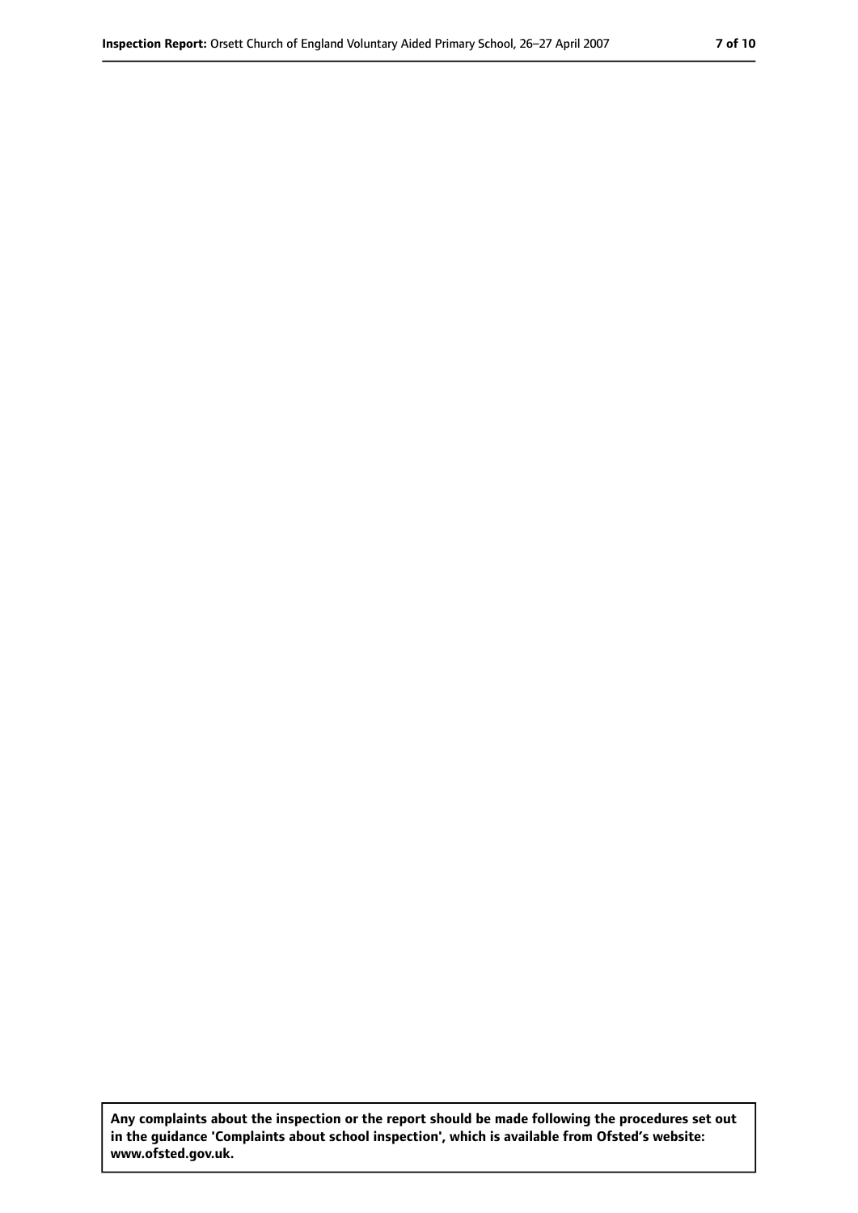**Any complaints about the inspection or the report should be made following the procedures set out in the guidance 'Complaints about school inspection', which is available from Ofsted's website: www.ofsted.gov.uk.**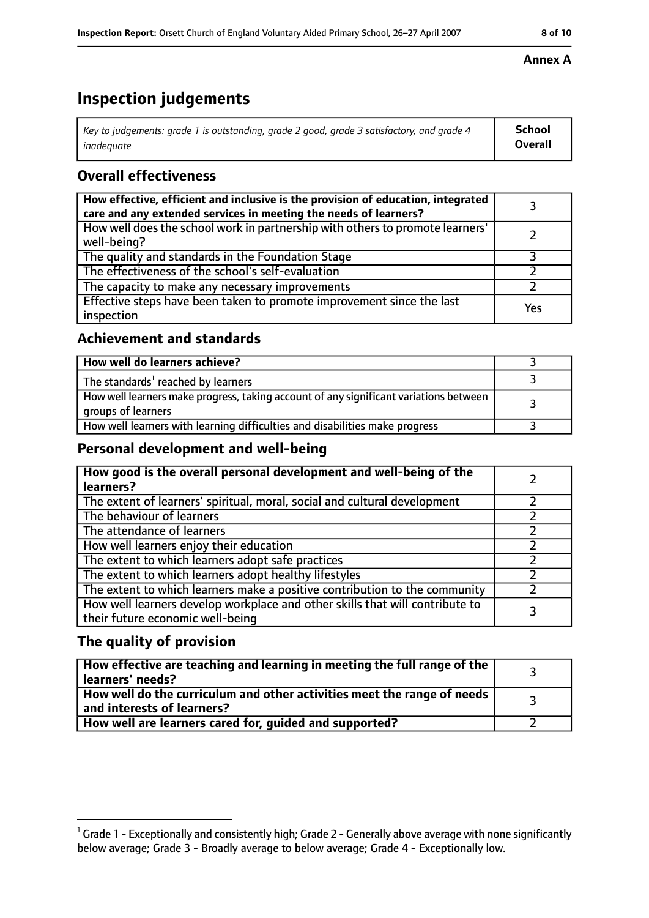**Annex A**

# Inspection judgements

| *Key to judgements: grade 1 is outstanding, grade 2 good, grade 3 satisfactory, and grade 4 inadequate* | **School Overall** |
|---|---|

## Overall effectiveness

| | |
|---|---|
| **How effective, efficient and inclusive is the provision of education, integrated care and any extended services in meeting the needs of learners?** | 3 |
| How well does the school work in partnership with others to promote learners' well-being? | 2 |
| The quality and standards in the Foundation Stage | 3 |
| The effectiveness of the school's self-evaluation | 2 |
| The capacity to make any necessary improvements | 2 |
| Effective steps have been taken to promote improvement since the last inspection | Yes |

## Achievement and standards

| | |
|---|---|
| **How well do learners achieve?** | 3 |
| The standards[1] reached by learners | 3 |
| How well learners make progress, taking account of any significant variations between groups of learners | 3 |
| How well learners with learning difficulties and disabilities make progress | 3 |

## Personal development and well-being

| | |
|---|---|
| **How good is the overall personal development and well-being of the learners?** | 2 |
| The extent of learners' spiritual, moral, social and cultural development | 2 |
| The behaviour of learners | 2 |
| The attendance of learners | 2 |
| How well learners enjoy their education | 2 |
| The extent to which learners adopt safe practices | 2 |
| The extent to which learners adopt healthy lifestyles | 2 |
| The extent to which learners make a positive contribution to the community | 2 |
| How well learners develop workplace and other skills that will contribute to their future economic well-being | 3 |

## The quality of provision

| | |
|---|---|
| **How effective are teaching and learning in meeting the full range of the learners' needs?** | 3 |
| **How well do the curriculum and other activities meet the range of needs and interests of learners?** | 3 |
| **How well are learners cared for, guided and supported?** | 2 |

[1] Grade 1 - Exceptionally and consistently high; Grade 2 - Generally above average with none significantly below average; Grade 3 - Broadly average to below average; Grade 4 - Exceptionally low.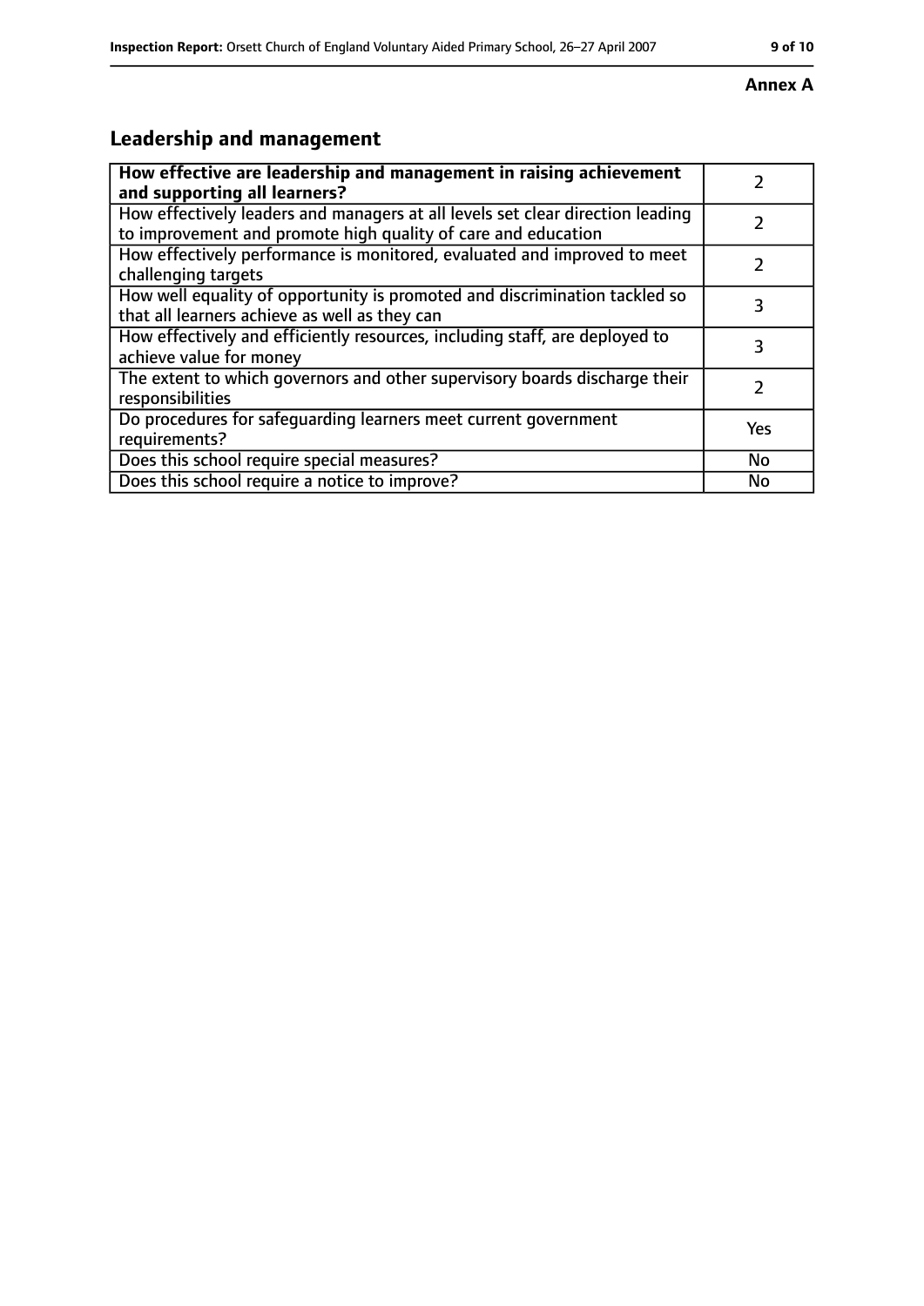**Annex A**

## Leadership and management

| | |
|---|---|
| **How effective are leadership and management in raising achievement and supporting all learners?** | 2 |
| How effectively leaders and managers at all levels set clear direction leading to improvement and promote high quality of care and education | 2 |
| How effectively performance is monitored, evaluated and improved to meet challenging targets | 2 |
| How well equality of opportunity is promoted and discrimination tackled so that all learners achieve as well as they can | 3 |
| How effectively and efficiently resources, including staff, are deployed to achieve value for money | 3 |
| The extent to which governors and other supervisory boards discharge their responsibilities | 2 |
| Do procedures for safeguarding learners meet current government requirements? | Yes |
| Does this school require special measures? | No |
| Does this school require a notice to improve? | No |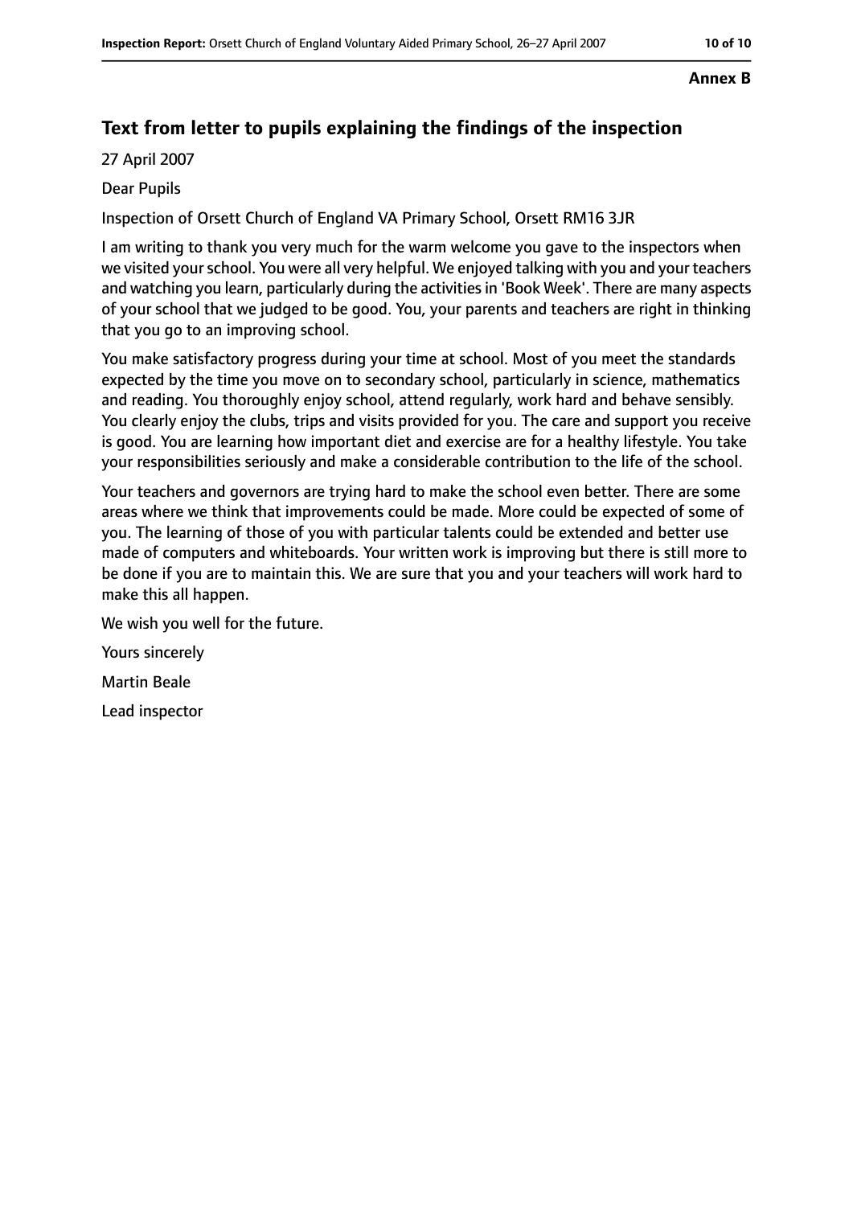**Annex B**

## Text from letter to pupils explaining the findings of the inspection

27 April 2007

Dear Pupils

Inspection of Orsett Church of England VA Primary School, Orsett RM16 3JR

I am writing to thank you very much for the warm welcome you gave to the inspectors when we visited your school. You were all very helpful. We enjoyed talking with you and your teachers and watching you learn, particularly during the activities in 'Book Week'. There are many aspects of your school that we judged to be good. You, your parents and teachers are right in thinking that you go to an improving school.

You make satisfactory progress during your time at school. Most of you meet the standards expected by the time you move on to secondary school, particularly in science, mathematics and reading. You thoroughly enjoy school, attend regularly, work hard and behave sensibly. You clearly enjoy the clubs, trips and visits provided for you. The care and support you receive is good. You are learning how important diet and exercise are for a healthy lifestyle. You take your responsibilities seriously and make a considerable contribution to the life of the school.

Your teachers and governors are trying hard to make the school even better. There are some areas where we think that improvements could be made. More could be expected of some of you. The learning of those of you with particular talents could be extended and better use made of computers and whiteboards. Your written work is improving but there is still more to be done if you are to maintain this. We are sure that you and your teachers will work hard to make this all happen.

We wish you well for the future.

Yours sincerely

Martin Beale

Lead inspector